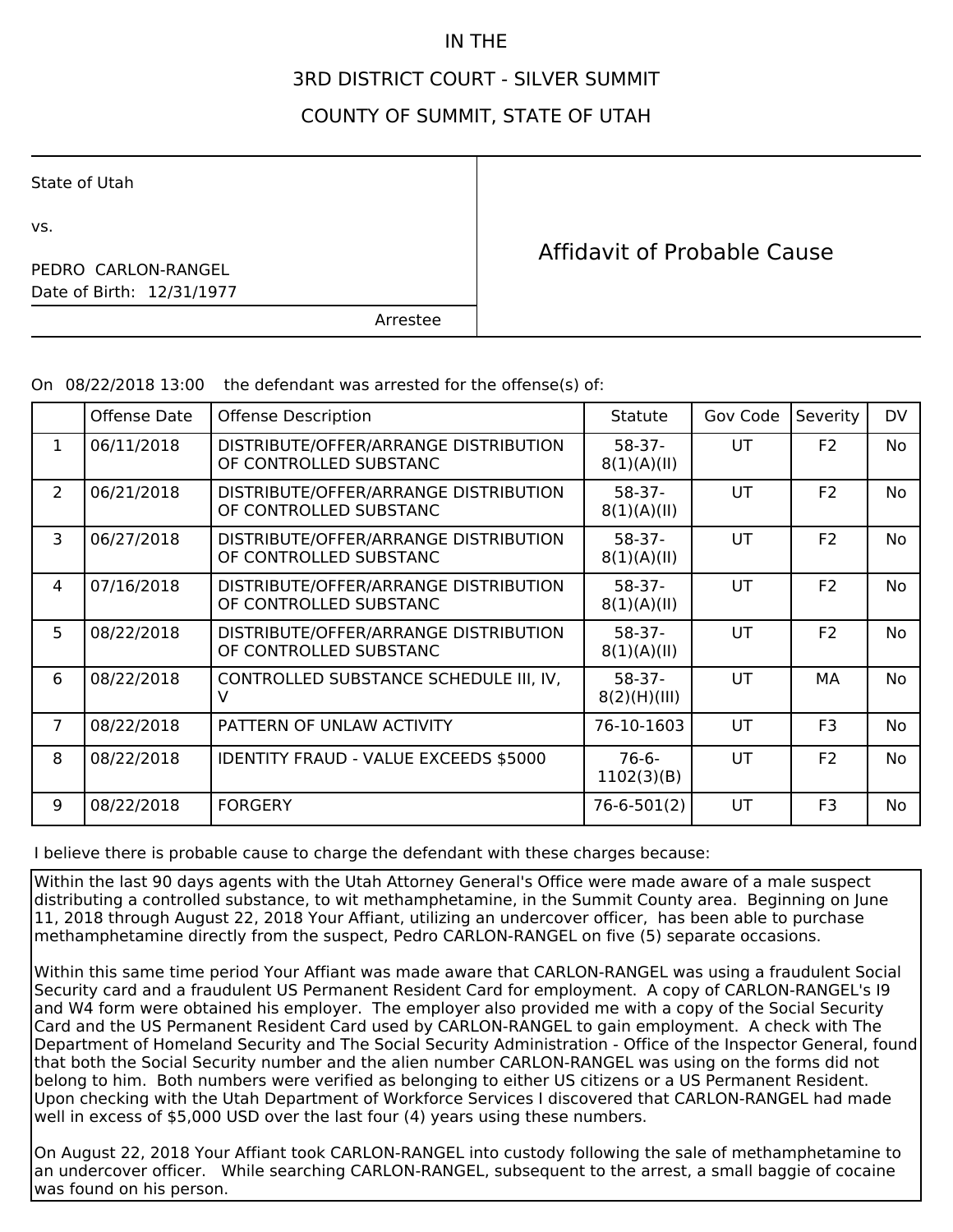IN THE

3RD DISTRICT COURT - SILVER SUMMIT

COUNTY OF SUMMIT, STATE OF UTAH

| | |
|---|---|
| State of Utah<br><br>vs.<br><br>PEDRO CARLON-RANGEL<br>Date of Birth: 12/31/1977<br><br>Arrestee | Affidavit of Probable Cause |

On 08/22/2018 13:00 the defendant was arrested for the offense(s) of:

| | Offense Date | Offense Description | Statute | Gov Code | Severity | DV |
|---|---|---|---|---|---|---|
| 1 | 06/11/2018 | DISTRIBUTE/OFFER/ARRANGE DISTRIBUTION OF CONTROLLED SUBSTANC | 58-37-8(1)(A)(II) | UT | F2 | No |
| 2 | 06/21/2018 | DISTRIBUTE/OFFER/ARRANGE DISTRIBUTION OF CONTROLLED SUBSTANC | 58-37-8(1)(A)(II) | UT | F2 | No |
| 3 | 06/27/2018 | DISTRIBUTE/OFFER/ARRANGE DISTRIBUTION OF CONTROLLED SUBSTANC | 58-37-8(1)(A)(II) | UT | F2 | No |
| 4 | 07/16/2018 | DISTRIBUTE/OFFER/ARRANGE DISTRIBUTION OF CONTROLLED SUBSTANC | 58-37-8(1)(A)(II) | UT | F2 | No |
| 5 | 08/22/2018 | DISTRIBUTE/OFFER/ARRANGE DISTRIBUTION OF CONTROLLED SUBSTANC | 58-37-8(1)(A)(II) | UT | F2 | No |
| 6 | 08/22/2018 | CONTROLLED SUBSTANCE SCHEDULE III, IV, V | 58-37-8(2)(H)(III) | UT | MA | No |
| 7 | 08/22/2018 | PATTERN OF UNLAW ACTIVITY | 76-10-1603 | UT | F3 | No |
| 8 | 08/22/2018 | IDENTITY FRAUD - VALUE EXCEEDS $5000 | 76-6-1102(3)(B) | UT | F2 | No |
| 9 | 08/22/2018 | FORGERY | 76-6-501(2) | UT | F3 | No |

I believe there is probable cause to charge the defendant with these charges because:

Within the last 90 days agents with the Utah Attorney General's Office were made aware of a male suspect distributing a controlled substance, to wit methamphetamine, in the Summit County area. Beginning on June 11, 2018 through August 22, 2018 Your Affiant, utilizing an undercover officer, has been able to purchase methamphetamine directly from the suspect, Pedro CARLON-RANGEL on five (5) separate occasions.

Within this same time period Your Affiant was made aware that CARLON-RANGEL was using a fraudulent Social Security card and a fraudulent US Permanent Resident Card for employment. A copy of CARLON-RANGEL's I9 and W4 form were obtained his employer. The employer also provided me with a copy of the Social Security Card and the US Permanent Resident Card used by CARLON-RANGEL to gain employment. A check with The Department of Homeland Security and The Social Security Administration - Office of the Inspector General, found that both the Social Security number and the alien number CARLON-RANGEL was using on the forms did not belong to him. Both numbers were verified as belonging to either US citizens or a US Permanent Resident. Upon checking with the Utah Department of Workforce Services I discovered that CARLON-RANGEL had made well in excess of $5,000 USD over the last four (4) years using these numbers.

On August 22, 2018 Your Affiant took CARLON-RANGEL into custody following the sale of methamphetamine to an undercover officer. While searching CARLON-RANGEL, subsequent to the arrest, a small baggie of cocaine was found on his person.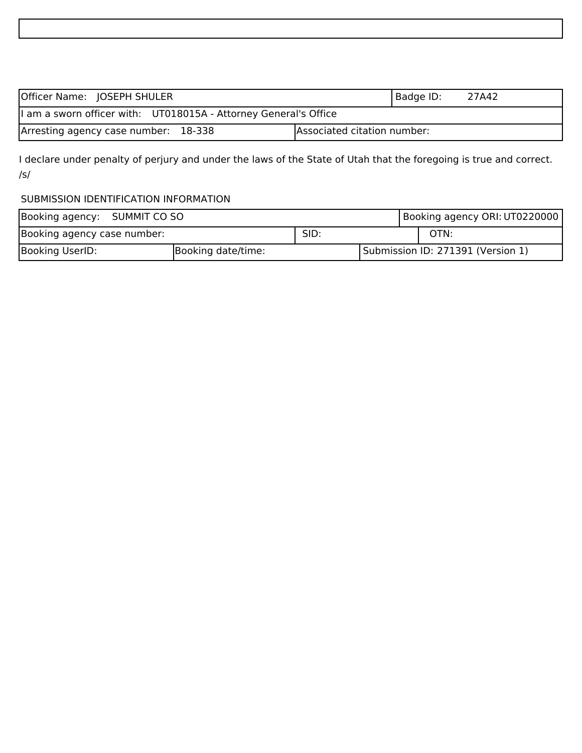| | | |
|---|---|---|
| Officer Name: JOSEPH SHULER | | Badge ID: 27A42 |
| I am a sworn officer with: UT018015A - Attorney General's Office | | |
| Arresting agency case number: 18-338 | Associated citation number: | |

I declare under penalty of perjury and under the laws of the State of Utah that the foregoing is true and correct.
/s/

SUBMISSION IDENTIFICATION INFORMATION

| | | | |
|---|---|---|---|
| Booking agency: SUMMIT CO SO | | | Booking agency ORI: UT0220000 |
| Booking agency case number: | | SID: | OTN: |
| Booking UserID: | Booking date/time: | Submission ID: 271391 (Version 1) | |